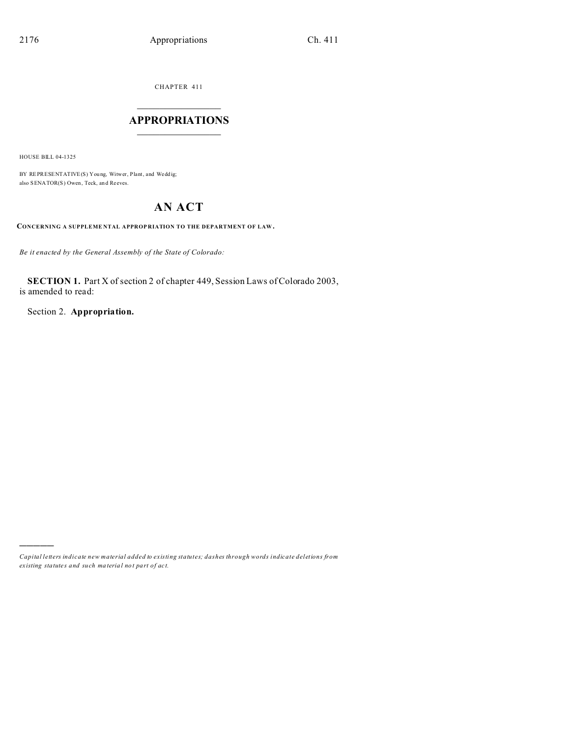CHAPTER 411

# APPROPRIATIONS

HOUSE BILL 04-1325

BY REPRESENTATIVE(S) Young, Witwer, Plant, and Weddig;
also SENATOR(S) Owen, Teck, and Reeves.

## AN ACT

**CONCERNING A SUPPLEMENTAL APPROPRIATION TO THE DEPARTMENT OF LAW.**

*Be it enacted by the General Assembly of the State of Colorado:*

**SECTION 1.** Part X of section 2 of chapter 449, Session Laws of Colorado 2003, is amended to read:

Section 2. **Appropriation.**

---

*Capital letters indicate new material added to existing statutes; dashes through words indicate deletions from existing statutes and such material not part of act.*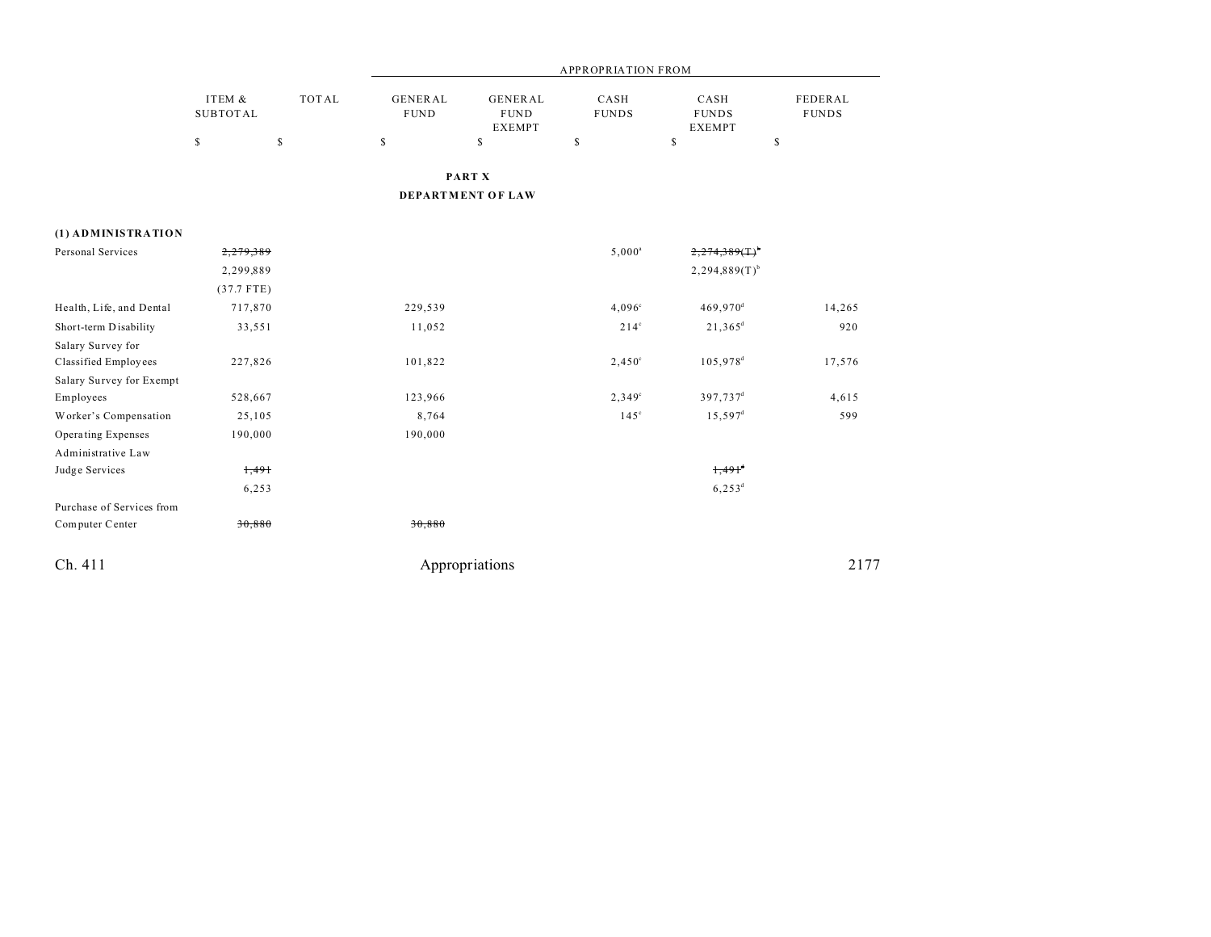| | ITEM & SUBTOTAL | TOTAL | APPROPRIATION FROM GENERAL FUND | GENERAL FUND EXEMPT | CASH FUNDS | CASH FUNDS EXEMPT | FEDERAL FUNDS |
|---|---|---|---|---|---|---|---|
| | $ | $ | $ | $ | $ | $ | $ |

**PART X**

**DEPARTMENT OF LAW**

| | ITEM & SUBTOTAL | TOTAL | GENERAL FUND | GENERAL FUND EXEMPT | CASH FUNDS | CASH FUNDS EXEMPT | FEDERAL FUNDS |
|---|---|---|---|---|---|---|---|
| **(1) ADMINISTRATION** | | | | | | | |
| Personal Services | ~~2,279,389~~ | | | | 5,000[a] | ~~2,274,389(T)[b]~~ | |
| | 2,299,889 | | | | | 2,294,889(T)[b] | |
| | (37.7 FTE) | | | | | | |
| Health, Life, and Dental | 717,870 | | 229,539 | | 4,096[c] | 469,970[d] | 14,265 |
| Short-term Disability | 33,551 | | 11,052 | | 214[c] | 21,365[d] | 920 |
| Salary Survey for Classified Employees | 227,826 | | 101,822 | | 2,450[c] | 105,978[d] | 17,576 |
| Salary Survey for Exempt Employees | 528,667 | | 123,966 | | 2,349[c] | 397,737[d] | 4,615 |
| Worker's Compensation | 25,105 | | 8,764 | | 145[c] | 15,597[d] | 599 |
| Operating Expenses | 190,000 | | 190,000 | | | | |
| Administrative Law Judge Services | ~~1,491~~ | | | | | ~~1,491[e]~~ | |
| | 6,253 | | | | | 6,253[d] | |
| Purchase of Services from Computer Center | ~~30,880~~ | | ~~30,880~~ | | | | |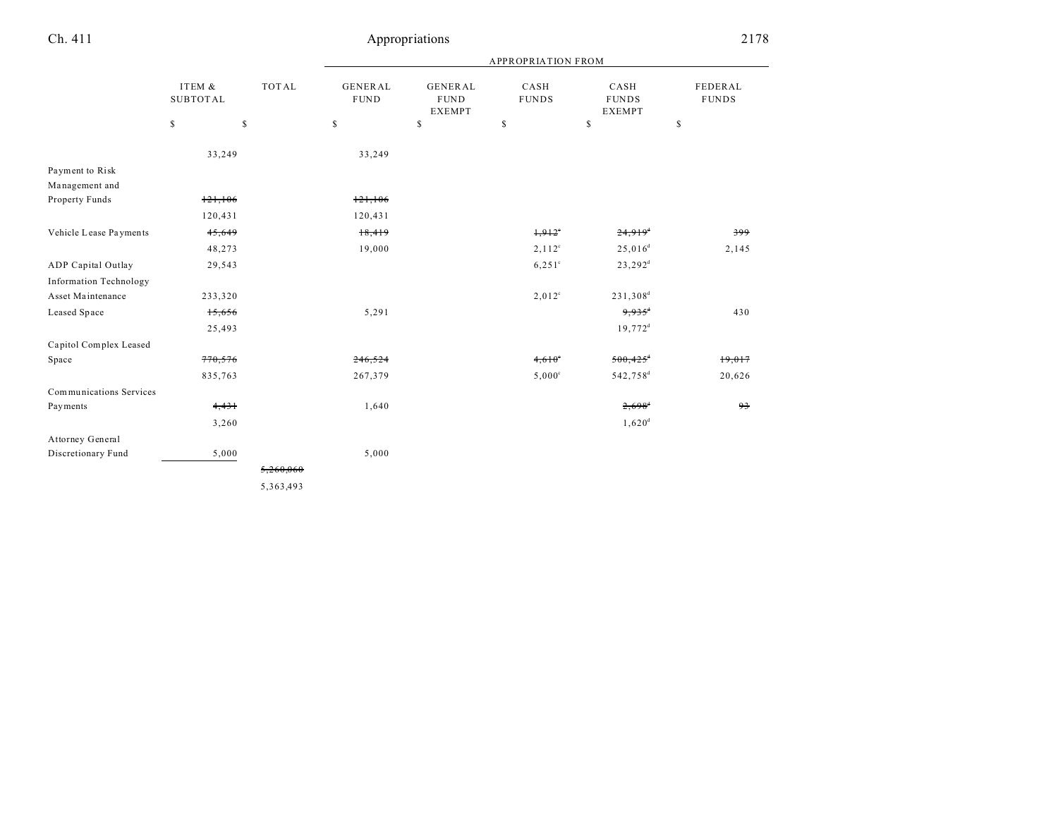| | ITEM & SUBTOTAL | TOTAL | APPROPRIATION FROM GENERAL FUND | GENERAL FUND EXEMPT | CASH FUNDS | CASH FUNDS EXEMPT | FEDERAL FUNDS |
|---|---|---|---|---|---|---|---|
| | $ | $ | $ | $ | $ | $ | $ |
| | 33,249 | | 33,249 | | | | |
| Payment to Risk Management and Property Funds | ~~121,106~~ | | ~~121,106~~ | | | | |
| | 120,431 | | 120,431 | | | | |
| Vehicle Lease Payments | ~~45,649~~ | | ~~18,419~~ | | ~~1,912~~[c] | ~~24,919~~[d] | ~~399~~ |
| | 48,273 | | 19,000 | | 2,112[c] | 25,016[d] | 2,145 |
| ADP Capital Outlay | 29,543 | | | | 6,251[c] | 23,292[d] | |
| Information Technology Asset Maintenance | 233,320 | | | | 2,012[c] | 231,308[d] | |
| Leased Space | ~~15,656~~ | | 5,291 | | | ~~9,935~~[d] | 430 |
| | 25,493 | | | | | 19,772[d] | |
| Capitol Complex Leased Space | ~~770,576~~ | | ~~246,524~~ | | ~~4,610~~[c] | ~~500,425~~[d] | ~~19,017~~ |
| | 835,763 | | 267,379 | | 5,000[c] | 542,758[d] | 20,626 |
| Communications Services Payments | ~~4,431~~ | | 1,640 | | | ~~2,698~~[d] | ~~93~~ |
| | 3,260 | | | | | 1,620[d] | |
| Attorney General Discretionary Fund | 5,000 | | 5,000 | | | | |
| | | ~~5,260,060~~ | | | | | |
| | | 5,363,493 | | | | | |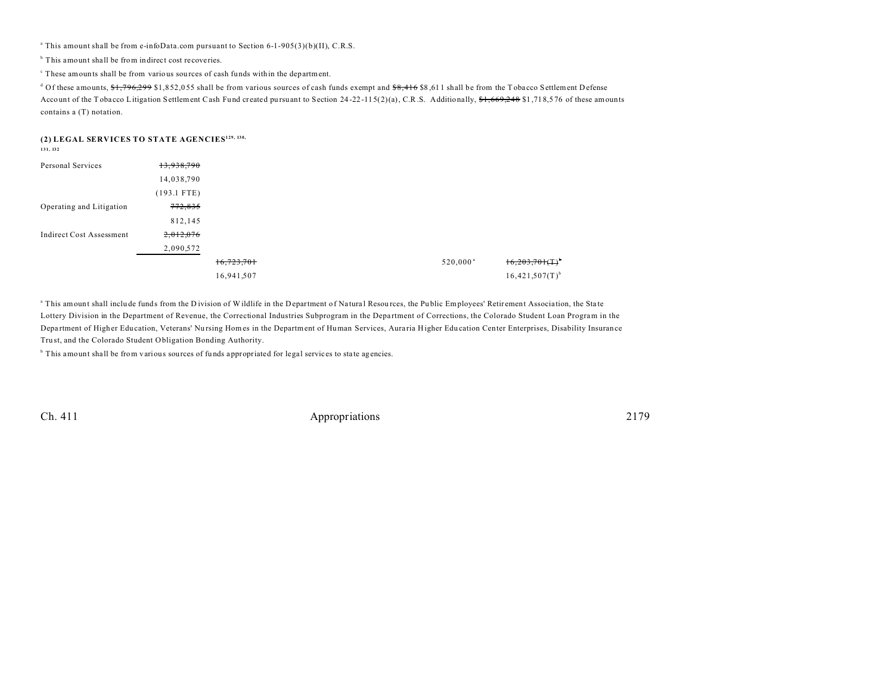[a] This amount shall be from e-infoData.com pursuant to Section 6-1-905(3)(b)(II), C.R.S.

[b] This amount shall be from indirect cost recoveries.

[c] These amounts shall be from various sources of cash funds within the department.

[d] Of these amounts, ~~$1,796,299~~ $1,852,055 shall be from various sources of cash funds exempt and ~~$8,416~~ $8,611 shall be from the Tobacco Settlement Defense Account of the Tobacco Litigation Settlement Cash Fund created pursuant to Section 24-22-115(2)(a), C.R.S. Additionally, ~~$1,669,248~~ $1,718,576 of these amounts contains a (T) notation.

**(2) LEGAL SERVICES TO STATE AGENCIES[129, 130, 131, 132]**

| | | | | | |
|---|---|---|---|---|---|
| Personal Services | ~~13,938,790~~ | | | | |
| | 14,038,790 | | | | |
| | (193.1 FTE) | | | | |
| Operating and Litigation | ~~772,835~~ | | | | |
| | 812,145 | | | | |
| Indirect Cost Assessment | ~~2,012,076~~ | | | | |
| | 2,090,572 | | | | |
| | | ~~16,723,701~~ | | 520,000[a] | ~~16,203,701(T)~~[b] |
| | | 16,941,507 | | | 16,421,507(T)[b] |

[a] This amount shall include funds from the Division of Wildlife in the Department of Natural Resources, the Public Employees' Retirement Association, the State Lottery Division in the Department of Revenue, the Correctional Industries Subprogram in the Department of Corrections, the Colorado Student Loan Program in the Department of Higher Education, Veterans' Nursing Homes in the Department of Human Services, Auraria Higher Education Center Enterprises, Disability Insurance Trust, and the Colorado Student Obligation Bonding Authority.

[b] This amount shall be from various sources of funds appropriated for legal services to state agencies.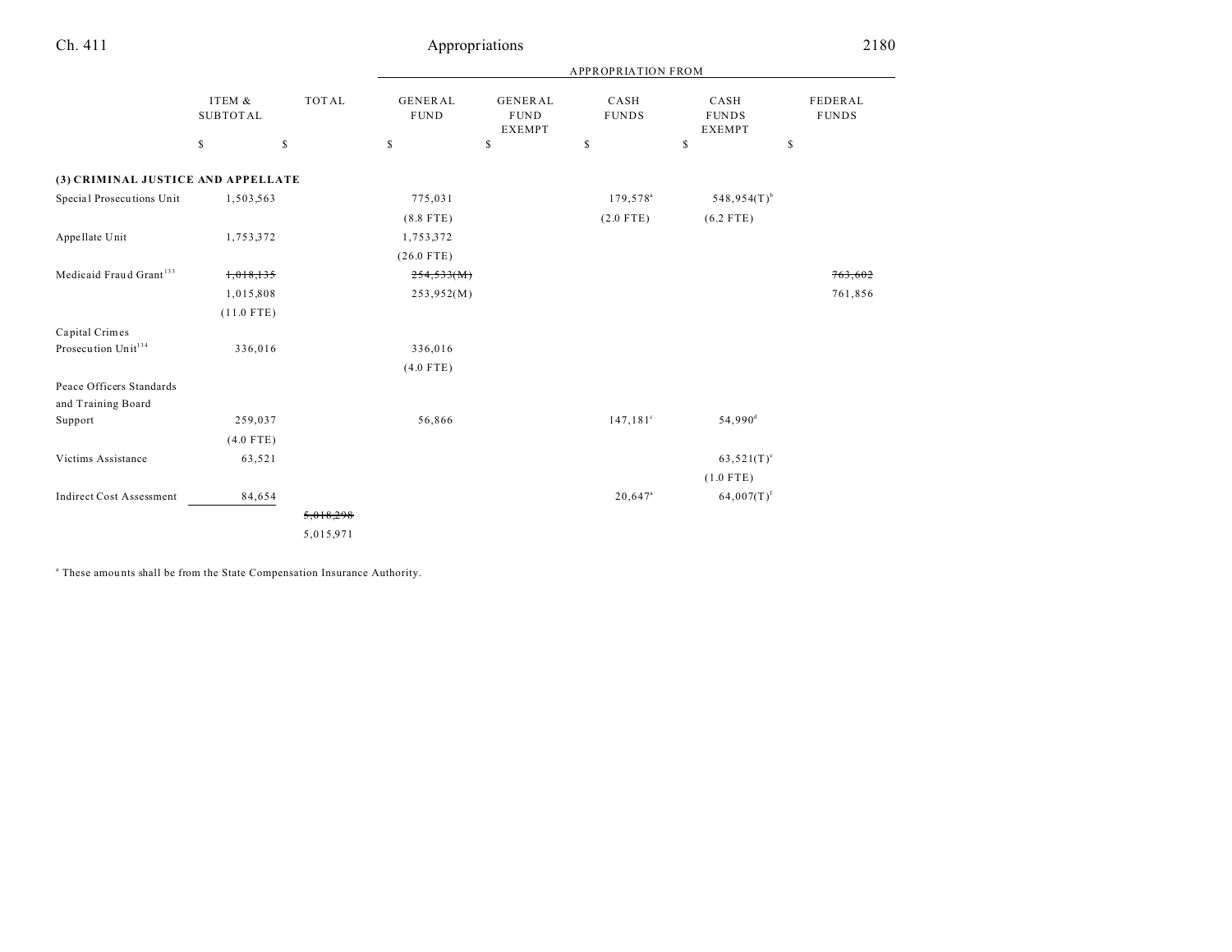| | ITEM & SUBTOTAL | TOTAL | GENERAL FUND | GENERAL FUND EXEMPT | CASH FUNDS | CASH FUNDS EXEMPT | FEDERAL FUNDS |
|---|---|---|---|---|---|---|---|
| | | | APPROPRIATION FROM | | | | |
| | $ | $ | $ | $ | $ | $ | $ |
| **(3) CRIMINAL JUSTICE AND APPELLATE** | | | | | | | |
| Special Prosecutions Unit | 1,503,563 | | 775,031 | | 179,578[a] | 548,954(T)[b] | |
| | | | (8.8 FTE) | | (2.0 FTE) | (6.2 FTE) | |
| Appellate Unit | 1,753,372 | | 1,753,372 | | | | |
| | | | (26.0 FTE) | | | | |
| Medicaid Fraud Grant[133] | ~~1,018,135~~ | | ~~254,533(M)~~ | | | | ~~763,602~~ |
| | 1,015,808 | | 253,952(M) | | | | 761,856 |
| | (11.0 FTE) | | | | | | |
| Capital Crimes Prosecution Unit[134] | 336,016 | | 336,016 | | | | |
| | | | (4.0 FTE) | | | | |
| Peace Officers Standards and Training Board Support | 259,037 | | 56,866 | | 147,181[c] | 54,990[d] | |
| | (4.0 FTE) | | | | | | |
| Victims Assistance | 63,521 | | | | | 63,521(T)[e] | |
| | | | | | | (1.0 FTE) | |
| Indirect Cost Assessment | 84,654 | | | | 20,647[a] | 64,007(T)[f] | |
| | | ~~5,018,298~~ | | | | | |
| | | 5,015,971 | | | | | |

[a] These amounts shall be from the State Compensation Insurance Authority.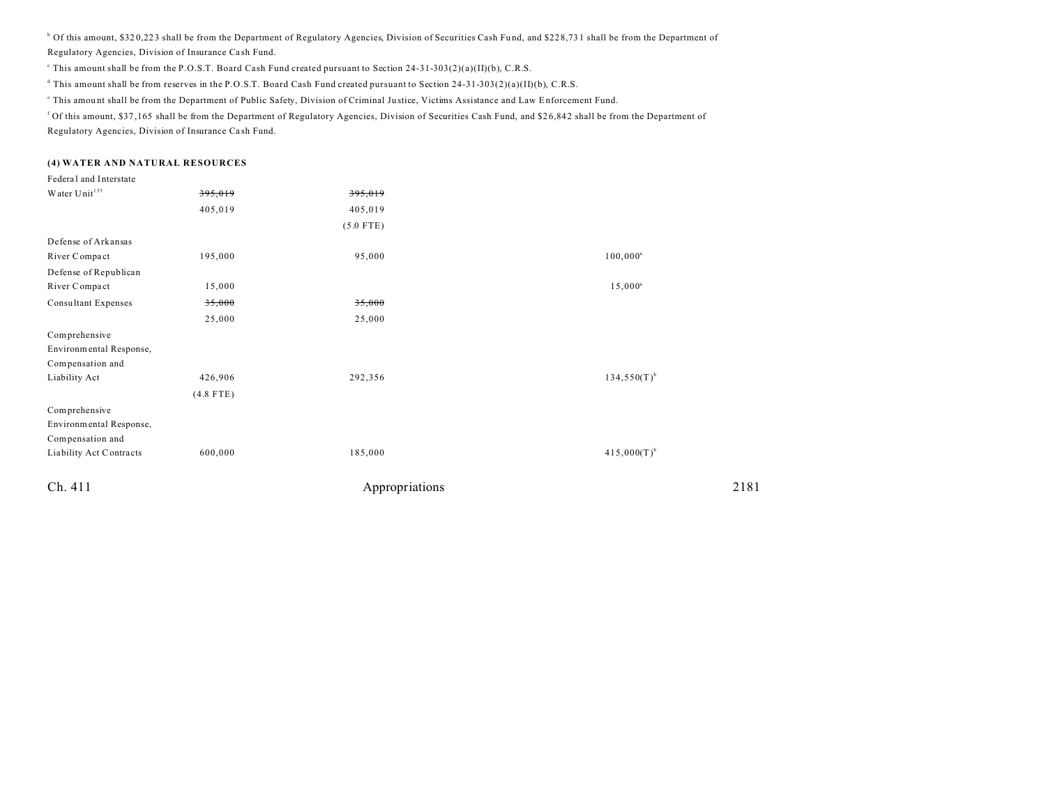[b] Of this amount, $320,223 shall be from the Department of Regulatory Agencies, Division of Securities Cash Fund, and $228,731 shall be from the Department of Regulatory Agencies, Division of Insurance Cash Fund.

[c] This amount shall be from the P.O.S.T. Board Cash Fund created pursuant to Section 24-31-303(2)(a)(II)(b), C.R.S.

[d] This amount shall be from reserves in the P.O.S.T. Board Cash Fund created pursuant to Section 24-31-303(2)(a)(II)(b), C.R.S.

[e] This amount shall be from the Department of Public Safety, Division of Criminal Justice, Victims Assistance and Law Enforcement Fund.

[f] Of this amount, $37,165 shall be from the Department of Regulatory Agencies, Division of Securities Cash Fund, and $26,842 shall be from the Department of Regulatory Agencies, Division of Insurance Cash Fund.

**(4) WATER AND NATURAL RESOURCES**

| | | | | | |
|---|---|---|---|---|---|
| Federal and Interstate Water Unit[135] | ~~395,019~~ | ~~395,019~~ | | | |
| | 405,019 | 405,019 | | | |
| | | (5.0 FTE) | | | |
| Defense of Arkansas River Compact | 195,000 | 95,000 | | 100,000[a] | |
| Defense of Republican River Compact | 15,000 | | | 15,000[a] | |
| Consultant Expenses | ~~35,000~~ | ~~35,000~~ | | | |
| | 25,000 | 25,000 | | | |
| Comprehensive Environmental Response, Compensation and Liability Act | 426,906 | 292,356 | | 134,550(T)[b] | |
| | (4.8 FTE) | | | | |
| Comprehensive Environmental Response, Compensation and Liability Act Contracts | 600,000 | 185,000 | | 415,000(T)[b] | |

Ch. 411 Appropriations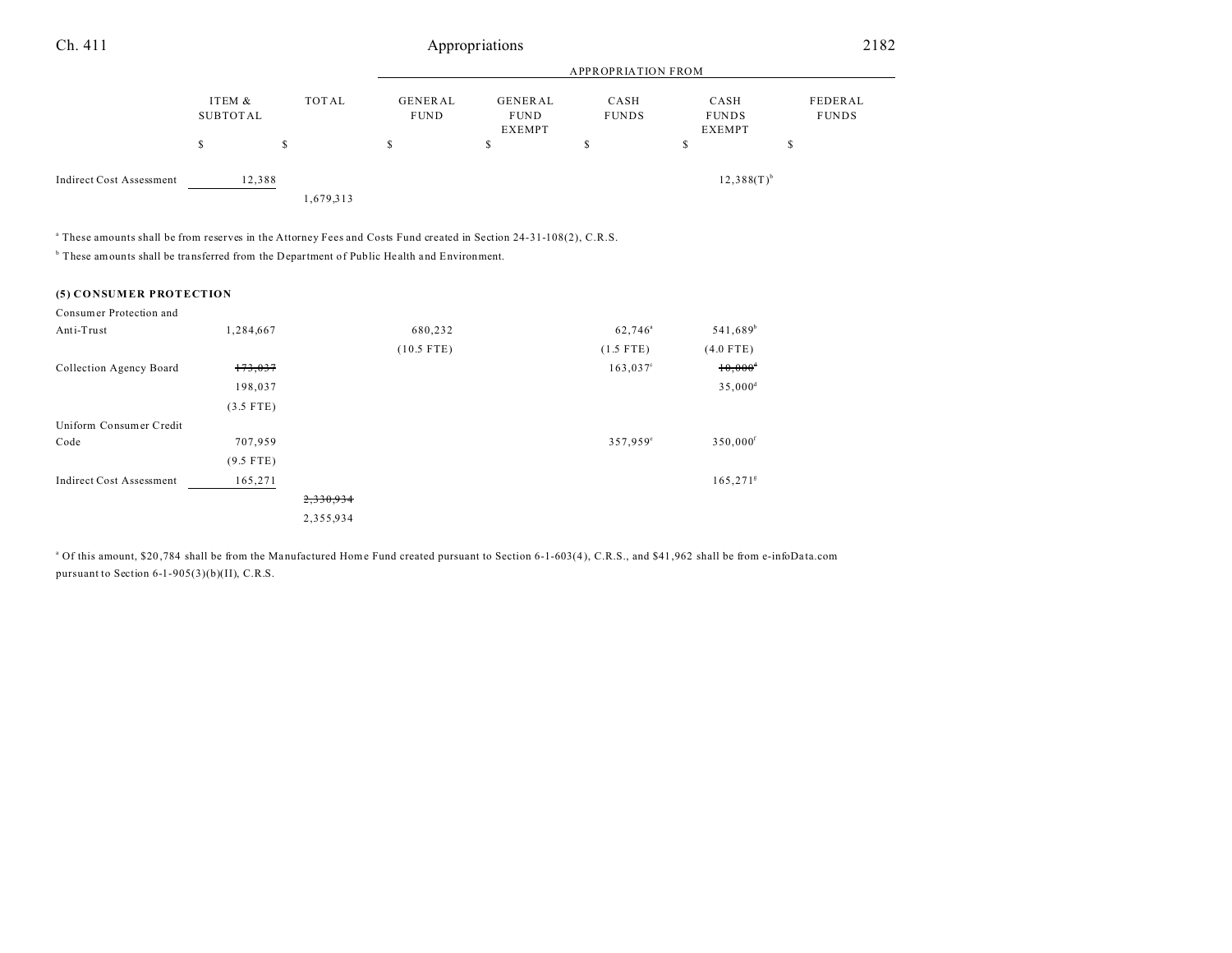| | ITEM & SUBTOTAL | TOTAL | GENERAL FUND | GENERAL FUND EXEMPT | CASH FUNDS | CASH FUNDS EXEMPT | FEDERAL FUNDS |
|---|---|---|---|---|---|---|---|
| | | | APPROPRIATION FROM | | | | |
| | $ | $ | $ | $ | $ | $ | $ |
| Indirect Cost Assessment | 12,388 | | | | | 12,388(T)[b] | |
| | | 1,679,313 | | | | | |

[a] These amounts shall be from reserves in the Attorney Fees and Costs Fund created in Section 24-31-108(2), C.R.S.

[b] These amounts shall be transferred from the Department of Public Health and Environment.

**(5) CONSUMER PROTECTION**

| | ITEM & SUBTOTAL | TOTAL | GENERAL FUND | GENERAL FUND EXEMPT | CASH FUNDS | CASH FUNDS EXEMPT | FEDERAL FUNDS |
|---|---|---|---|---|---|---|---|
| Consumer Protection and Anti-Trust | 1,284,667 | | 680,232 | | 62,746[a] | 541,689[b] | |
| | | | (10.5 FTE) | | (1.5 FTE) | (4.0 FTE) | |
| Collection Agency Board | ~~173,037~~ | | | | 163,037[c] | ~~10,000~~[d] | |
| | 198,037 | | | | | 35,000[d] | |
| | (3.5 FTE) | | | | | | |
| Uniform Consumer Credit Code | 707,959 | | | | 357,959[e] | 350,000[f] | |
| | (9.5 FTE) | | | | | | |
| Indirect Cost Assessment | 165,271 | | | | | 165,271[g] | |
| | | ~~2,330,934~~ | | | | | |
| | | 2,355,934 | | | | | |

[a] Of this amount, $20,784 shall be from the Manufactured Home Fund created pursuant to Section 6-1-603(4), C.R.S., and $41,962 shall be from e-infoData.com pursuant to Section 6-1-905(3)(b)(II), C.R.S.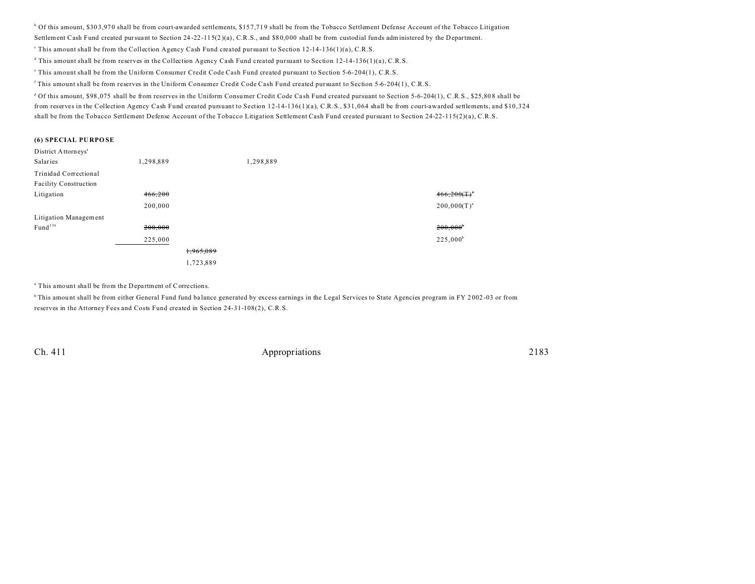[b] Of this amount, $303,970 shall be from court-awarded settlements, $157,719 shall be from the Tobacco Settlement Defense Account of the Tobacco Litigation Settlement Cash Fund created pursuant to Section 24-22-115(2)(a), C.R.S., and $80,000 shall be from custodial funds administered by the Department.

[c] This amount shall be from the Collection Agency Cash Fund created pursuant to Section 12-14-136(1)(a), C.R.S.

[d] This amount shall be from reserves in the Collection Agency Cash Fund created pursuant to Section 12-14-136(1)(a), C.R.S.

[e] This amount shall be from the Uniform Consumer Credit Code Cash Fund created pursuant to Section 5-6-204(1), C.R.S.

[f] This amount shall be from reserves in the Uniform Consumer Credit Code Cash Fund created pursuant to Section 5-6-204(1), C.R.S.

[g] Of this amount, $98,075 shall be from reserves in the Uniform Consumer Credit Code Cash Fund created pursuant to Section 5-6-204(1), C.R.S., $25,808 shall be from reserves in the Collection Agency Cash Fund created pursuant to Section 12-14-136(1)(a), C.R.S., $31,064 shall be from court-awarded settlements, and $10,324 shall be from the Tobacco Settlement Defense Account of the Tobacco Litigation Settlement Cash Fund created pursuant to Section 24-22-115(2)(a), C.R.S.

**(6) SPECIAL PURPOSE**

| | | | | | |
|---|---|---|---|---|---|
| District Attorneys' Salaries | 1,298,889 | | 1,298,889 | | |
| Trinidad Correctional Facility Construction Litigation | ~~466,200~~ | | | | ~~466,200(T)~~[a] |
| | 200,000 | | | | 200,000(T)[a] |
| Litigation Management Fund[136] | ~~200,000~~ | | | | ~~200,000~~[b] |
| | 225,000 | | | | 225,000[b] |
| | | ~~1,965,089~~ | | | |
| | | 1,723,889 | | | |

[a] This amount shall be from the Department of Corrections.

[b] This amount shall be from either General Fund fund balance generated by excess earnings in the Legal Services to State Agencies program in FY 2002-03 or from reserves in the Attorney Fees and Costs Fund created in Section 24-31-108(2), C.R.S.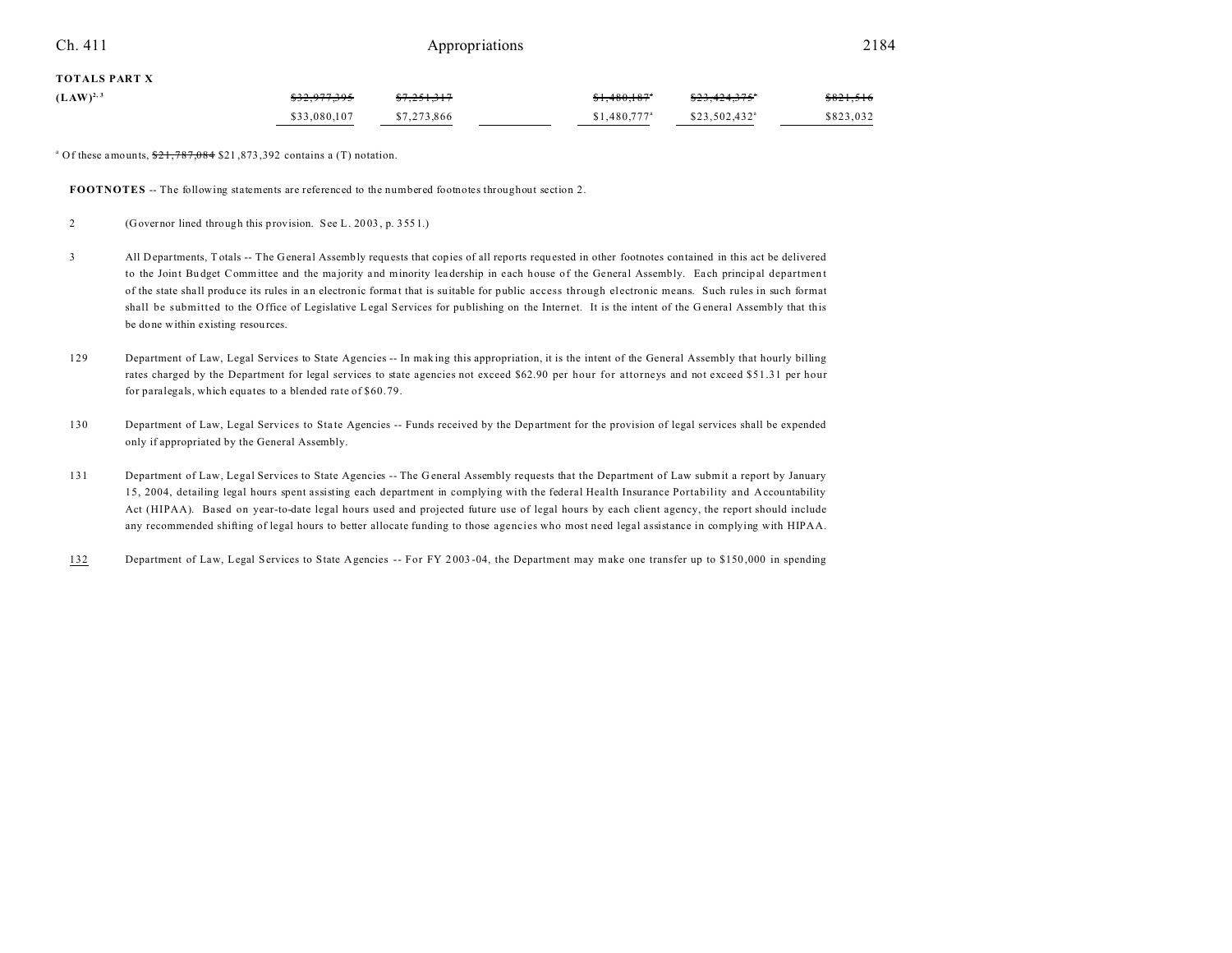**TOTALS PART X**

| | | | | | | |
|---|---|---|---|---|---|---|
| **(LAW)**[2, 3] | ~~$32,977,395~~ | ~~$7,251,317~~ | | ~~$1,480,187~~[a] | ~~$23,424,375~~[a] | ~~$821,516~~ |
| | $33,080,107 | $7,273,866 | | $1,480,777[a] | $23,502,432[a] | $823,032 |

[a] Of these amounts, ~~$21,787,084~~ $21,873,392 contains a (T) notation.

**FOOTNOTES** -- The following statements are referenced to the numbered footnotes throughout section 2.

2 (Governor lined through this provision. See L. 2003, p. 3551.)

3 All Departments, Totals -- The General Assembly requests that copies of all reports requested in other footnotes contained in this act be delivered to the Joint Budget Committee and the majority and minority leadership in each house of the General Assembly. Each principal department of the state shall produce its rules in an electronic format that is suitable for public access through electronic means. Such rules in such format shall be submitted to the Office of Legislative Legal Services for publishing on the Internet. It is the intent of the General Assembly that this be done within existing resources.

129 Department of Law, Legal Services to State Agencies -- In making this appropriation, it is the intent of the General Assembly that hourly billing rates charged by the Department for legal services to state agencies not exceed $62.90 per hour for attorneys and not exceed $51.31 per hour for paralegals, which equates to a blended rate of $60.79.

130 Department of Law, Legal Services to State Agencies -- Funds received by the Department for the provision of legal services shall be expended only if appropriated by the General Assembly.

131 Department of Law, Legal Services to State Agencies -- The General Assembly requests that the Department of Law submit a report by January 15, 2004, detailing legal hours spent assisting each department in complying with the federal Health Insurance Portability and Accountability Act (HIPAA). Based on year-to-date legal hours used and projected future use of legal hours by each client agency, the report should include any recommended shifting of legal hours to better allocate funding to those agencies who most need legal assistance in complying with HIPAA.

132 Department of Law, Legal Services to State Agencies -- For FY 2003-04, the Department may make one transfer up to $150,000 in spending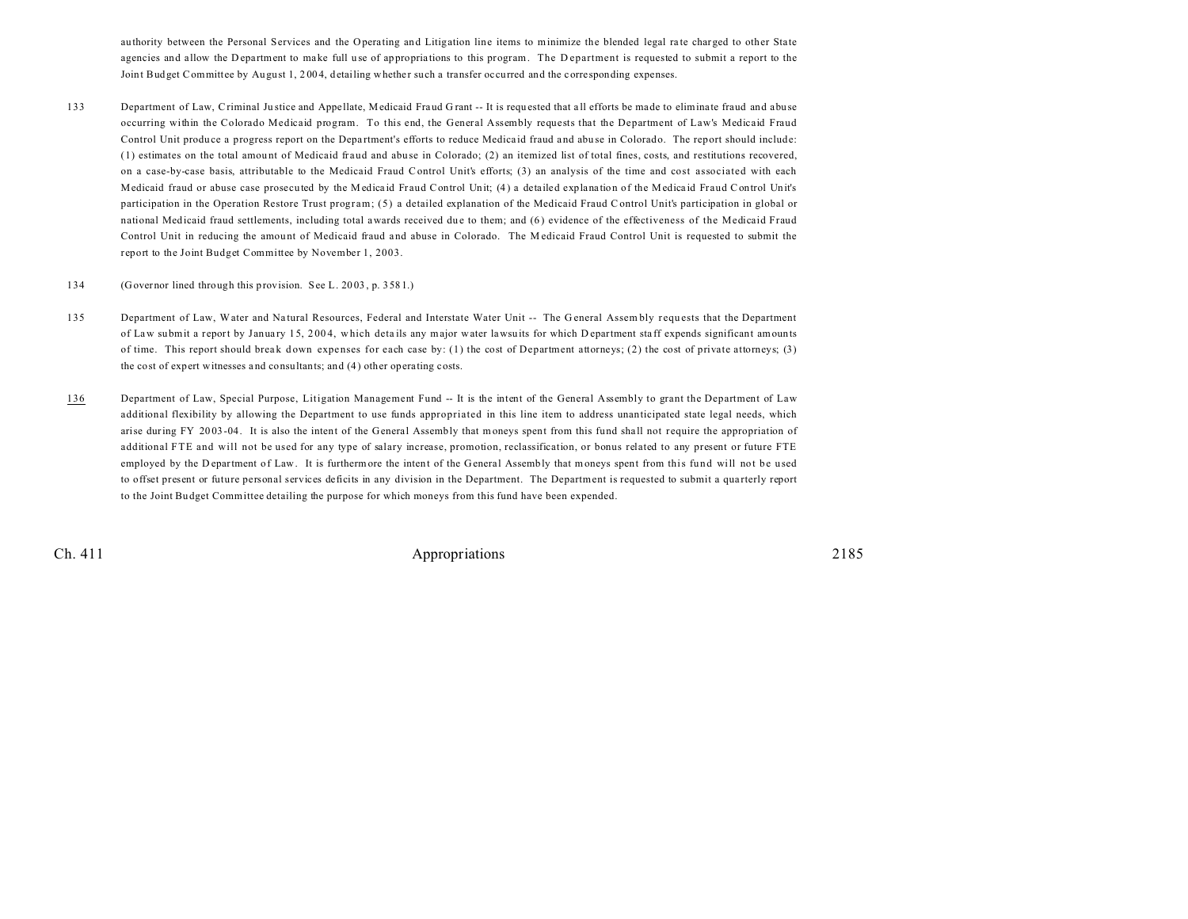authority between the Personal Services and the Operating and Litigation line items to minimize the blended legal rate charged to other State agencies and allow the Department to make full use of appropriations to this program. The Department is requested to submit a report to the Joint Budget Committee by August 1, 2004, detailing whether such a transfer occurred and the corresponding expenses.

133 Department of Law, Criminal Justice and Appellate, Medicaid Fraud Grant -- It is requested that all efforts be made to eliminate fraud and abuse occurring within the Colorado Medicaid program. To this end, the General Assembly requests that the Department of Law's Medicaid Fraud Control Unit produce a progress report on the Department's efforts to reduce Medicaid fraud and abuse in Colorado. The report should include: (1) estimates on the total amount of Medicaid fraud and abuse in Colorado; (2) an itemized list of total fines, costs, and restitutions recovered, on a case-by-case basis, attributable to the Medicaid Fraud Control Unit's efforts; (3) an analysis of the time and cost associated with each Medicaid fraud or abuse case prosecuted by the Medicaid Fraud Control Unit; (4) a detailed explanation of the Medicaid Fraud Control Unit's participation in the Operation Restore Trust program; (5) a detailed explanation of the Medicaid Fraud Control Unit's participation in global or national Medicaid fraud settlements, including total awards received due to them; and (6) evidence of the effectiveness of the Medicaid Fraud Control Unit in reducing the amount of Medicaid fraud and abuse in Colorado. The Medicaid Fraud Control Unit is requested to submit the report to the Joint Budget Committee by November 1, 2003.

134 (Governor lined through this provision. See L. 2003, p. 3581.)

135 Department of Law, Water and Natural Resources, Federal and Interstate Water Unit -- The General Assembly requests that the Department of Law submit a report by January 15, 2004, which details any major water lawsuits for which Department staff expends significant amounts of time. This report should break down expenses for each case by: (1) the cost of Department attorneys; (2) the cost of private attorneys; (3) the cost of expert witnesses and consultants; and (4) other operating costs.

136 Department of Law, Special Purpose, Litigation Management Fund -- It is the intent of the General Assembly to grant the Department of Law additional flexibility by allowing the Department to use funds appropriated in this line item to address unanticipated state legal needs, which arise during FY 2003-04. It is also the intent of the General Assembly that moneys spent from this fund shall not require the appropriation of additional FTE and will not be used for any type of salary increase, promotion, reclassification, or bonus related to any present or future FTE employed by the Department of Law. It is furthermore the intent of the General Assembly that moneys spent from this fund will not be used to offset present or future personal services deficits in any division in the Department. The Department is requested to submit a quarterly report to the Joint Budget Committee detailing the purpose for which moneys from this fund have been expended.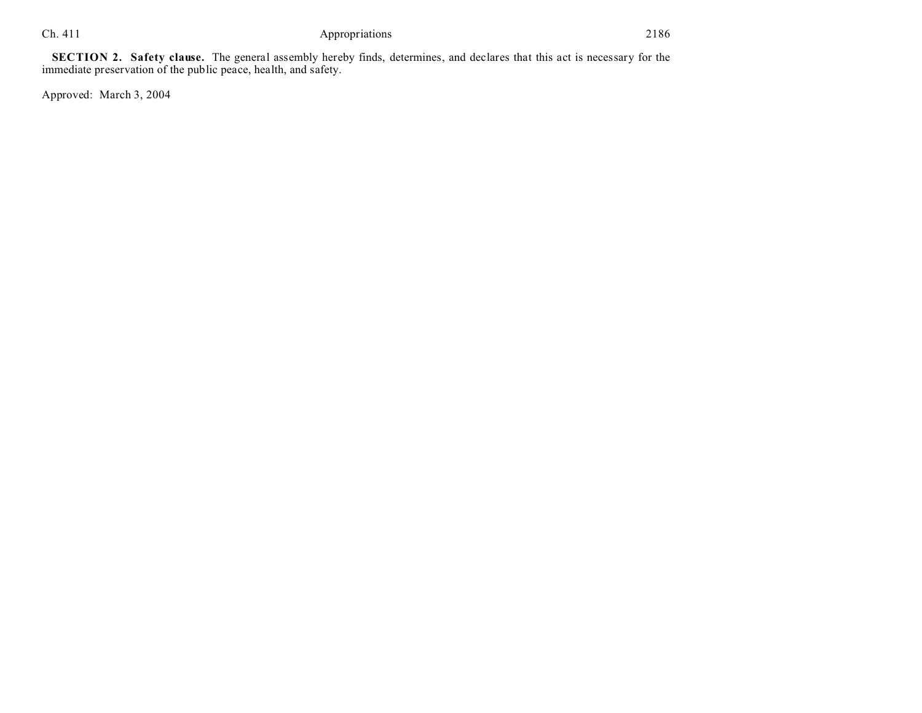**SECTION 2. Safety clause.** The general assembly hereby finds, determines, and declares that this act is necessary for the immediate preservation of the public peace, health, and safety.

Approved: March 3, 2004